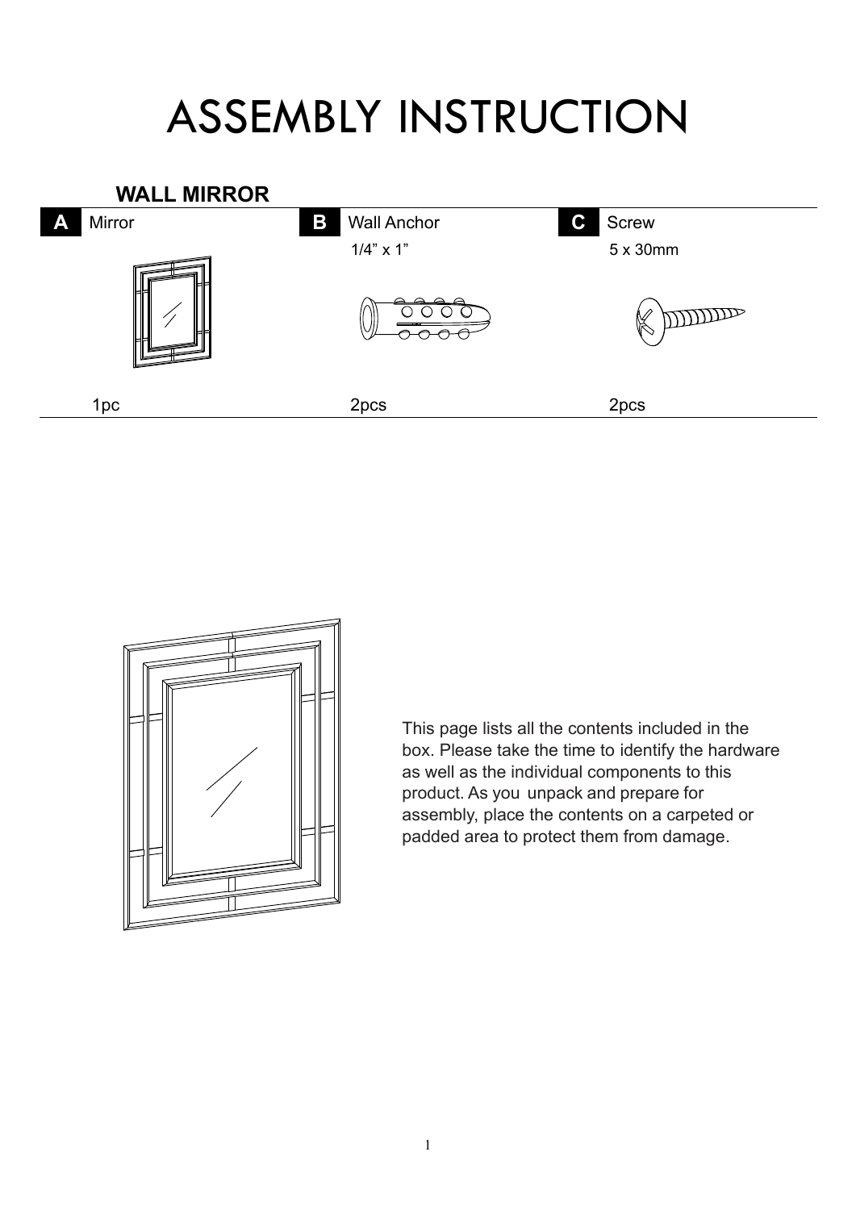# ASSEMBLY INSTRUCTION

## WALL MIRROR

| A Mirror | B Wall Anchor | C Screw |
| --- | --- | --- |
| | 1/4” x 1” | 5 x 30mm |
| 1pc | 2pcs | 2pcs |

This page lists all the contents included in the box. Please take the time to identify the hardware as well as the individual components to this product. As you unpack and prepare for assembly, place the contents on a carpeted or padded area to protect them from damage.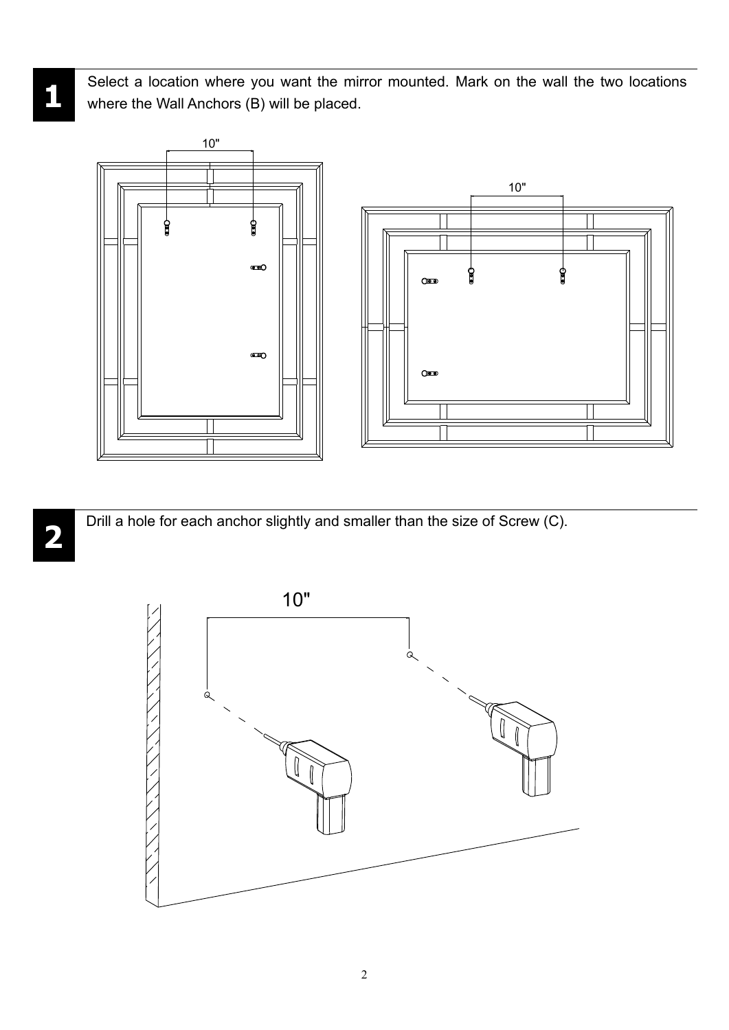**1** Select a location where you want the mirror mounted. Mark on the wall the two locations where the Wall Anchors (B) will be placed.

10"

10"

**2** Drill a hole for each anchor slightly and smaller than the size of Screw (C).

10"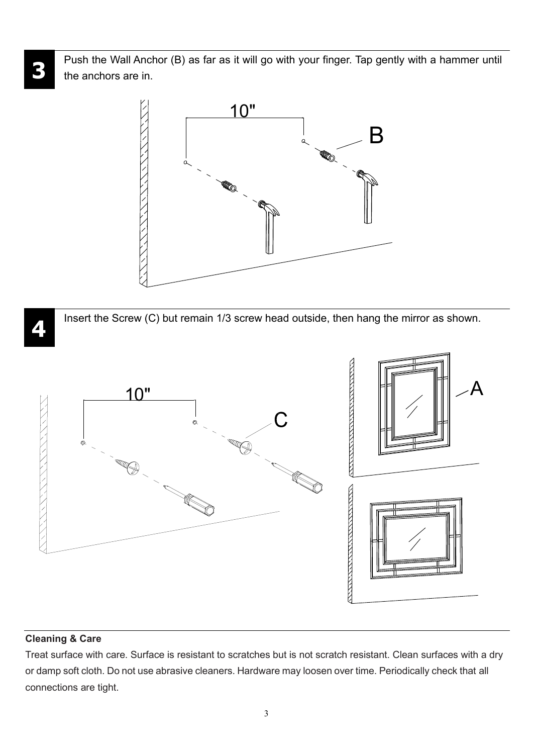**3** Push the Wall Anchor (B) as far as it will go with your finger. Tap gently with a hammer until the anchors are in.

10"

B

**4** Insert the Screw (C) but remain 1/3 screw head outside, then hang the mirror as shown.

10"

C

A

**Cleaning & Care**

Treat surface with care. Surface is resistant to scratches but is not scratch resistant. Clean surfaces with a dry or damp soft cloth. Do not use abrasive cleaners. Hardware may loosen over time. Periodically check that all connections are tight.